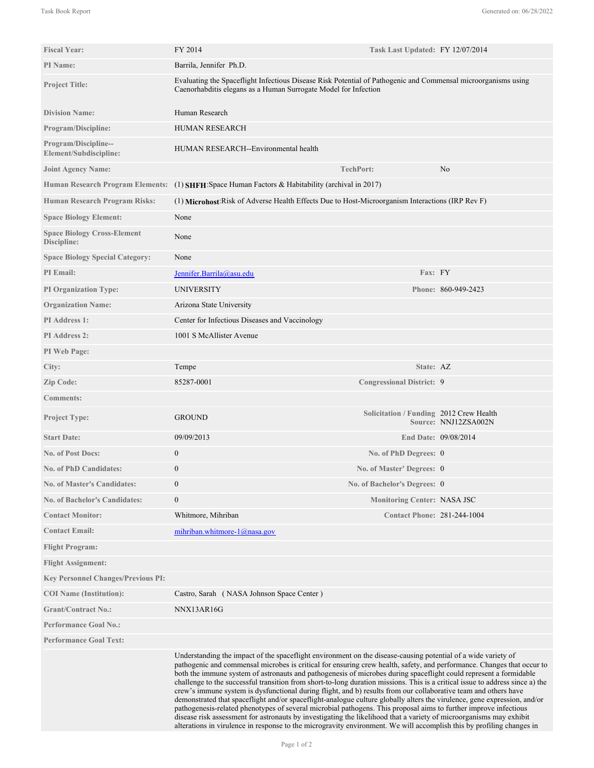| | | | |
|---|---|---|---|
| **Fiscal Year:** | FY 2014 | **Task Last Updated:** | FY 12/07/2014 |
| **PI Name:** | Barrila, Jennifer Ph.D. | | |
| **Project Title:** | Evaluating the Spaceflight Infectious Disease Risk Potential of Pathogenic and Commensal microorganisms using Caenorhabditis elegans as a Human Surrogate Model for Infection | | |
| **Division Name:** | Human Research | | |
| **Program/Discipline:** | HUMAN RESEARCH | | |
| **Program/Discipline--Element/Subdiscipline:** | HUMAN RESEARCH--Environmental health | | |
| **Joint Agency Name:** | | **TechPort:** | No |
| **Human Research Program Elements:** | (1) **SHFH**:Space Human Factors & Habitability (archival in 2017) | | |
| **Human Research Program Risks:** | (1) **Microhost**:Risk of Adverse Health Effects Due to Host-Microorganism Interactions (IRP Rev F) | | |
| **Space Biology Element:** | None | | |
| **Space Biology Cross-Element Discipline:** | None | | |
| **Space Biology Special Category:** | None | | |
| **PI Email:** | Jennifer.Barrila@asu.edu | **Fax:** | FY |
| **PI Organization Type:** | UNIVERSITY | **Phone:** | 860-949-2423 |
| **Organization Name:** | Arizona State University | | |
| **PI Address 1:** | Center for Infectious Diseases and Vaccinology | | |
| **PI Address 2:** | 1001 S McAllister Avenue | | |
| **PI Web Page:** | | | |
| **City:** | Tempe | **State:** | AZ |
| **Zip Code:** | 85287-0001 | **Congressional District:** | 9 |
| **Comments:** | | | |
| **Project Type:** | GROUND | **Solicitation / Funding Source:** | 2012 Crew Health NNJ12ZSA002N |
| **Start Date:** | 09/09/2013 | **End Date:** | 09/08/2014 |
| **No. of Post Docs:** | 0 | **No. of PhD Degrees:** | 0 |
| **No. of PhD Candidates:** | 0 | **No. of Master' Degrees:** | 0 |
| **No. of Master's Candidates:** | 0 | **No. of Bachelor's Degrees:** | 0 |
| **No. of Bachelor's Candidates:** | 0 | **Monitoring Center:** | NASA JSC |
| **Contact Monitor:** | Whitmore, Mihriban | **Contact Phone:** | 281-244-1004 |
| **Contact Email:** | mihriban.whitmore-1@nasa.gov | | |
| **Flight Program:** | | | |
| **Flight Assignment:** | | | |
| **Key Personnel Changes/Previous PI:** | | | |
| **COI Name (Institution):** | Castro, Sarah ( NASA Johnson Space Center ) | | |
| **Grant/Contract No.:** | NNX13AR16G | | |
| **Performance Goal No.:** | | | |
| **Performance Goal Text:** | | | |
| | Understanding the impact of the spaceflight environment on the disease-causing potential of a wide variety of pathogenic and commensal microbes is critical for ensuring crew health, safety, and performance. Changes that occur to both the immune system of astronauts and pathogenesis of microbes during spaceflight could represent a formidable challenge to the successful transition from short-to-long duration missions. This is a critical issue to address since a) the crew's immune system is dysfunctional during flight, and b) results from our collaborative team and others have demonstrated that spaceflight and/or spaceflight-analogue culture globally alters the virulence, gene expression, and/or pathogenesis-related phenotypes of several microbial pathogens. This proposal aims to further improve infectious disease risk assessment for astronauts by investigating the likelihood that a variety of microorganisms may exhibit alterations in virulence in response to the microgravity environment. We will accomplish this by profiling changes in | | |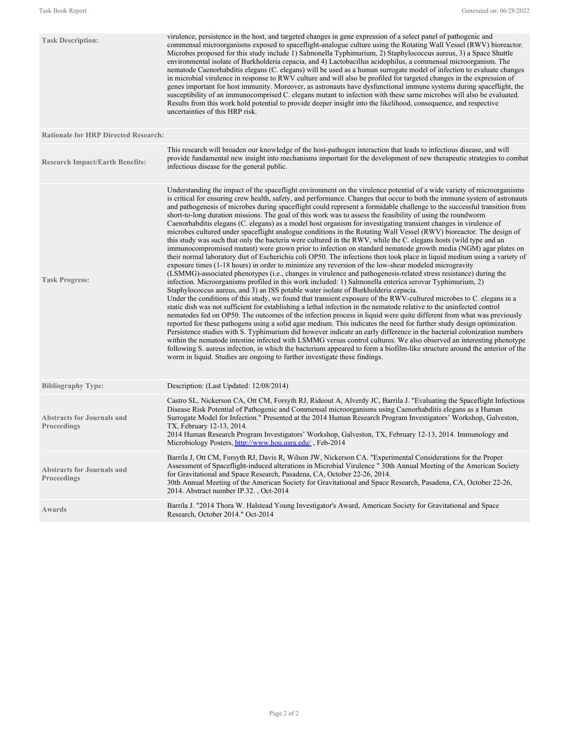| | |
|---|---|
| **Task Description:** | virulence, persistence in the host, and targeted changes in gene expression of a select panel of pathogenic and commensal microorganisms exposed to spaceflight-analogue culture using the Rotating Wall Vessel (RWV) bioreactor. Microbes proposed for this study include 1) Salmonella Typhimurium, 2) Staphylococcus aureus, 3) a Space Shuttle environmental isolate of Burkholderia cepacia, and 4) Lactobacillus acidophilus, a commensal microorganism. The nematode Caenorhabditis elegans (C. elegans) will be used as a human surrogate model of infection to evaluate changes in microbial virulence in response to RWV culture and will also be profiled for targeted changes in the expression of genes important for host immunity. Moreover, as astronauts have dysfunctional immune systems during spaceflight, the susceptibility of an immunocomprised C. elegans mutant to infection with these same microbes will also be evaluated. Results from this work hold potential to provide deeper insight into the likelihood, consequence, and respective uncertainties of this HRP risk. |
| **Rationale for HRP Directed Research:** | |
| **Research Impact/Earth Benefits:** | This research will broaden our knowledge of the host-pathogen interaction that leads to infectious disease, and will provide fundamental new insight into mechanisms important for the development of new therapeutic strategies to combat infectious disease for the general public. |
| **Task Progress:** | Understanding the impact of the spaceflight environment on the virulence potential of a wide variety of microorganisms is critical for ensuring crew health, safety, and performance. Changes that occur to both the immune system of astronauts and pathogenesis of microbes during spaceflight could represent a formidable challenge to the successful transition from short-to-long duration missions. The goal of this work was to assess the feasibility of using the roundworm Caenorhabditis elegans (C. elegans) as a model host organism for investigating transient changes in virulence of microbes cultured under spaceflight analogue conditions in the Rotating Wall Vessel (RWV) bioreactor. The design of this study was such that only the bacteria were cultured in the RWV, while the C. elegans hosts (wild type and an immunocompromised mutant) were grown prior to infection on standard nematode growth media (NGM) agar plates on their normal laboratory diet of Escherichia coli OP50. The infections then took place in liquid medium using a variety of exposure times (1-18 hours) in order to minimize any reversion of the low-shear modeled microgravity (LSMMG)-associated phenotypes (i.e., changes in virulence and pathogenesis-related stress resistance) during the infection. Microorganisms profiled in this work included: 1) Salmonella enterica serovar Typhimurium, 2) Staphylococcus aureus, and 3) an ISS potable water isolate of Burkholderia cepacia.<br>Under the conditions of this study, we found that transient exposure of the RWV-cultured microbes to C. elegans in a static dish was not sufficient for establishing a lethal infection in the nematode relative to the uninfected control nematodes fed on OP50. The outcomes of the infection process in liquid were quite different from what was previously reported for these pathogens using a solid agar medium. This indicates the need for further study design optimization. Persistence studies with S. Typhimurium did however indicate an early difference in the bacterial colonization numbers within the nematode intestine infected with LSMMG versus control cultures. We also observed an interesting phenotype following S. aureus infection, in which the bacterium appeared to form a biofilm-like structure around the anterior of the worm in liquid. Studies are ongoing to further investigate these findings. |
| **Bibliography Type:** | Description: (Last Updated: 12/08/2014) |
| **Abstracts for Journals and Proceedings** | Castro SL, Nickerson CA, Ott CM, Forsyth RJ, Rideout A, Alverdy JC, Barrila J. "Evaluating the Spaceflight Infectious Disease Risk Potential of Pathogenic and Commensal microorganisms using Caenorhabditis elegans as a Human Surrogate Model for Infection." Presented at the 2014 Human Research Program Investigators' Workshop, Galveston, TX, February 12-13, 2014.<br>2014 Human Research Program Investigators' Workshop, Galveston, TX, February 12-13, 2014. Immunology and Microbiology Posters, http://www.hou.usra.edu/ , Feb-2014 |
| **Abstracts for Journals and Proceedings** | Barrila J, Ott CM, Forsyth RJ, Davis R, Wilson JW, Nickerson CA. "Experimental Considerations for the Proper Assessment of Spaceflight-induced alterations in Microbial Virulence " 30th Annual Meeting of the American Society for Gravitational and Space Research, Pasadena, CA, October 22-26, 2014.<br>30th Annual Meeting of the American Society for Gravitational and Space Research, Pasadena, CA, October 22-26, 2014. Abstract number IP.32. , Oct-2014 |
| **Awards** | Barrila J. "2014 Thora W. Halstead Young Investigator's Award, American Society for Gravitational and Space Research, October 2014." Oct-2014 |